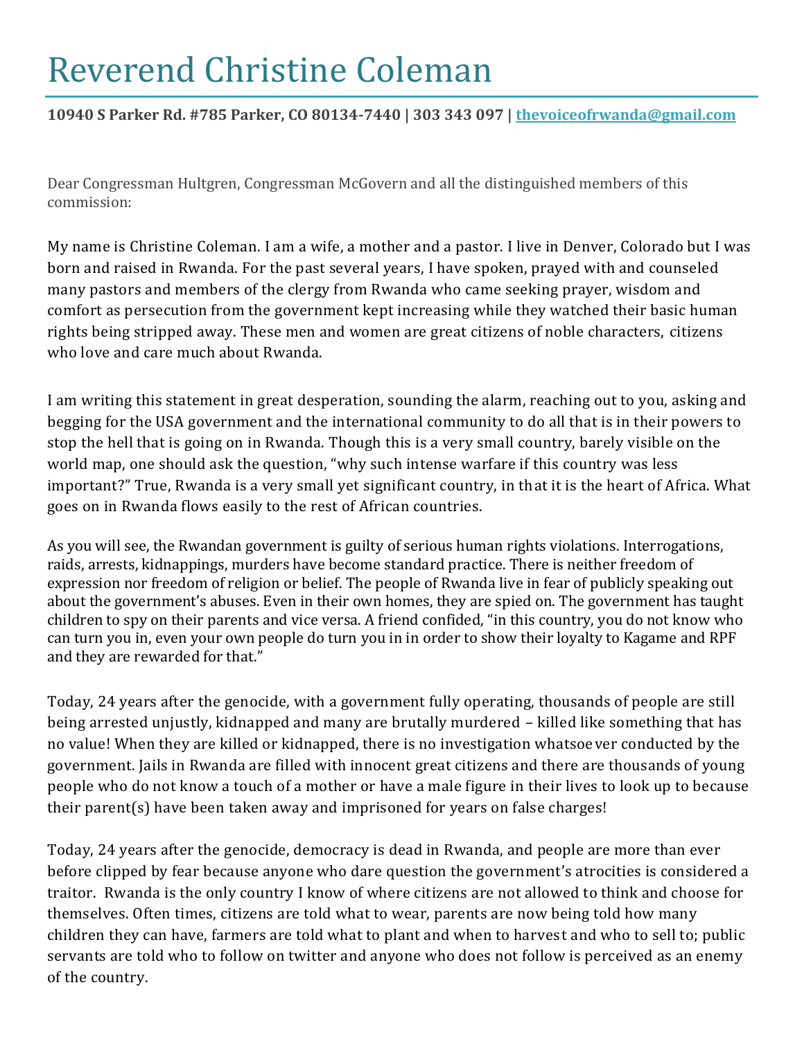# Reverend Christine Coleman

**10940 S Parker Rd. #785 Parker, CO 80134-7440 | 303 343 097 | thevoiceofrwanda@gmail.com**

Dear Congressman Hultgren, Congressman McGovern and all the distinguished members of this commission:

My name is Christine Coleman. I am a wife, a mother and a pastor. I live in Denver, Colorado but I was born and raised in Rwanda. For the past several years, I have spoken, prayed with and counseled many pastors and members of the clergy from Rwanda who came seeking prayer, wisdom and comfort as persecution from the government kept increasing while they watched their basic human rights being stripped away. These men and women are great citizens of noble characters, citizens who love and care much about Rwanda.

I am writing this statement in great desperation, sounding the alarm, reaching out to you, asking and begging for the USA government and the international community to do all that is in their powers to stop the hell that is going on in Rwanda. Though this is a very small country, barely visible on the world map, one should ask the question, "why such intense warfare if this country was less important?" True, Rwanda is a very small yet significant country, in that it is the heart of Africa. What goes on in Rwanda flows easily to the rest of African countries.

As you will see, the Rwandan government is guilty of serious human rights violations. Interrogations, raids, arrests, kidnappings, murders have become standard practice. There is neither freedom of expression nor freedom of religion or belief. The people of Rwanda live in fear of publicly speaking out about the government's abuses. Even in their own homes, they are spied on. The government has taught children to spy on their parents and vice versa. A friend confided, "in this country, you do not know who can turn you in, even your own people do turn you in in order to show their loyalty to Kagame and RPF and they are rewarded for that."

Today, 24 years after the genocide, with a government fully operating, thousands of people are still being arrested unjustly, kidnapped and many are brutally murdered – killed like something that has no value! When they are killed or kidnapped, there is no investigation whatsoever conducted by the government. Jails in Rwanda are filled with innocent great citizens and there are thousands of young people who do not know a touch of a mother or have a male figure in their lives to look up to because their parent(s) have been taken away and imprisoned for years on false charges!

Today, 24 years after the genocide, democracy is dead in Rwanda, and people are more than ever before clipped by fear because anyone who dare question the government's atrocities is considered a traitor. Rwanda is the only country I know of where citizens are not allowed to think and choose for themselves. Often times, citizens are told what to wear, parents are now being told how many children they can have, farmers are told what to plant and when to harvest and who to sell to; public servants are told who to follow on twitter and anyone who does not follow is perceived as an enemy of the country.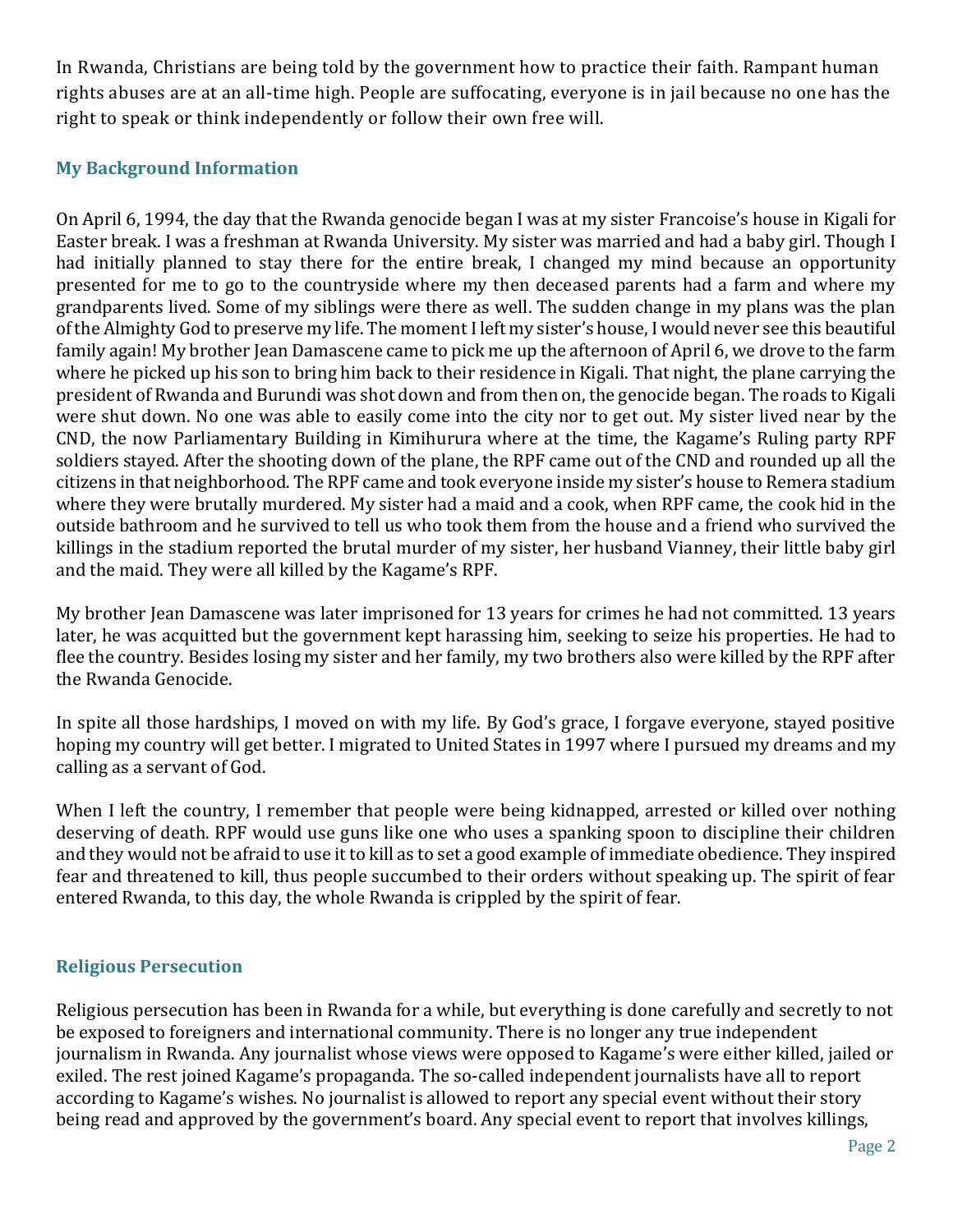In Rwanda, Christians are being told by the government how to practice their faith. Rampant human rights abuses are at an all-time high. People are suffocating, everyone is in jail because no one has the right to speak or think independently or follow their own free will.

## My Background Information

On April 6, 1994, the day that the Rwanda genocide began I was at my sister Francoise's house in Kigali for Easter break. I was a freshman at Rwanda University. My sister was married and had a baby girl. Though I had initially planned to stay there for the entire break, I changed my mind because an opportunity presented for me to go to the countryside where my then deceased parents had a farm and where my grandparents lived. Some of my siblings were there as well. The sudden change in my plans was the plan of the Almighty God to preserve my life. The moment I left my sister's house, I would never see this beautiful family again! My brother Jean Damascene came to pick me up the afternoon of April 6, we drove to the farm where he picked up his son to bring him back to their residence in Kigali. That night, the plane carrying the president of Rwanda and Burundi was shot down and from then on, the genocide began. The roads to Kigali were shut down. No one was able to easily come into the city nor to get out. My sister lived near by the CND, the now Parliamentary Building in Kimihurura where at the time, the Kagame's Ruling party RPF soldiers stayed. After the shooting down of the plane, the RPF came out of the CND and rounded up all the citizens in that neighborhood. The RPF came and took everyone inside my sister's house to Remera stadium where they were brutally murdered. My sister had a maid and a cook, when RPF came, the cook hid in the outside bathroom and he survived to tell us who took them from the house and a friend who survived the killings in the stadium reported the brutal murder of my sister, her husband Vianney, their little baby girl and the maid. They were all killed by the Kagame's RPF.

My brother Jean Damascene was later imprisoned for 13 years for crimes he had not committed. 13 years later, he was acquitted but the government kept harassing him, seeking to seize his properties. He had to flee the country. Besides losing my sister and her family, my two brothers also were killed by the RPF after the Rwanda Genocide.

In spite all those hardships, I moved on with my life. By God's grace, I forgave everyone, stayed positive hoping my country will get better. I migrated to United States in 1997 where I pursued my dreams and my calling as a servant of God.

When I left the country, I remember that people were being kidnapped, arrested or killed over nothing deserving of death. RPF would use guns like one who uses a spanking spoon to discipline their children and they would not be afraid to use it to kill as to set a good example of immediate obedience. They inspired fear and threatened to kill, thus people succumbed to their orders without speaking up. The spirit of fear entered Rwanda, to this day, the whole Rwanda is crippled by the spirit of fear.

## Religious Persecution

Religious persecution has been in Rwanda for a while, but everything is done carefully and secretly to not be exposed to foreigners and international community. There is no longer any true independent journalism in Rwanda. Any journalist whose views were opposed to Kagame's were either killed, jailed or exiled. The rest joined Kagame's propaganda. The so-called independent journalists have all to report according to Kagame's wishes. No journalist is allowed to report any special event without their story being read and approved by the government's board. Any special event to report that involves killings,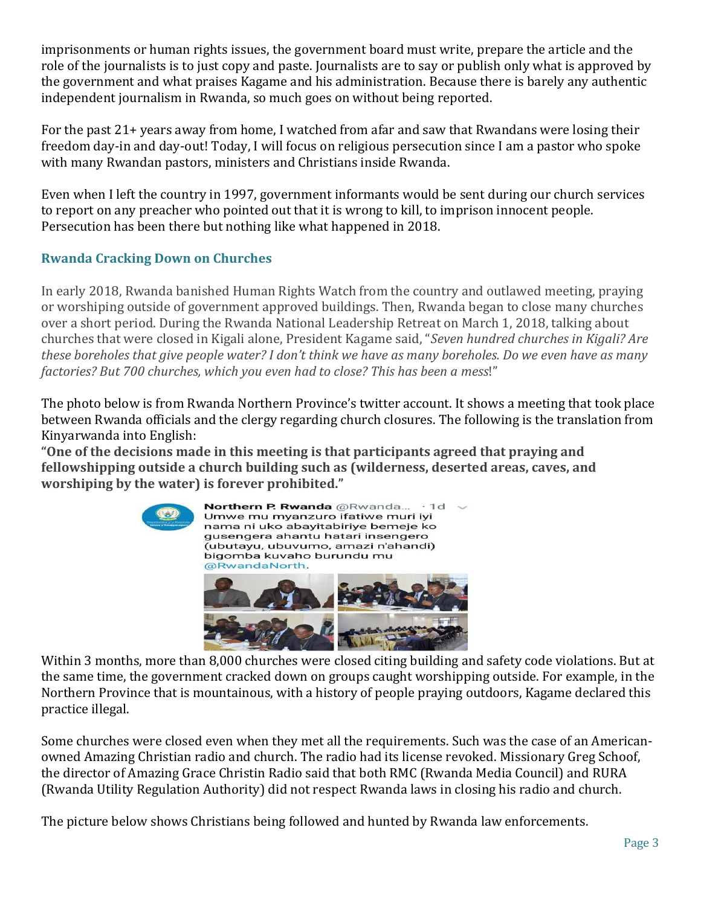imprisonments or human rights issues, the government board must write, prepare the article and the role of the journalists is to just copy and paste. Journalists are to say or publish only what is approved by the government and what praises Kagame and his administration. Because there is barely any authentic independent journalism in Rwanda, so much goes on without being reported.

For the past 21+ years away from home, I watched from afar and saw that Rwandans were losing their freedom day-in and day-out! Today, I will focus on religious persecution since I am a pastor who spoke with many Rwandan pastors, ministers and Christians inside Rwanda.

Even when I left the country in 1997, government informants would be sent during our church services to report on any preacher who pointed out that it is wrong to kill, to imprison innocent people. Persecution has been there but nothing like what happened in 2018.

### Rwanda Cracking Down on Churches

In early 2018, Rwanda banished Human Rights Watch from the country and outlawed meeting, praying or worshiping outside of government approved buildings. Then, Rwanda began to close many churches over a short period. During the Rwanda National Leadership Retreat on March 1, 2018, talking about churches that were closed in Kigali alone, President Kagame said, "*Seven hundred churches in Kigali? Are these boreholes that give people water? I don't think we have as many boreholes. Do we even have as many factories? But 700 churches, which you even had to close? This has been a mess*!"

The photo below is from Rwanda Northern Province's twitter account. It shows a meeting that took place between Rwanda officials and the clergy regarding church closures. The following is the translation from Kinyarwanda into English:

**"One of the decisions made in this meeting is that participants agreed that praying and fellowshipping outside a church building such as (wilderness, deserted areas, caves, and worshiping by the water) is forever prohibited."**

Northern P. Rwanda @Rwanda... · 1d
Umwe mu myanzuro ifatiwe muri iyi nama ni uko abayitabiriye bemeje ko gusengera ahantu hatari insengero (ubutayu, ubuvumo, amazi n'ahandi) bigomba kuvaho burundu mu @RwandaNorth.

Within 3 months, more than 8,000 churches were closed citing building and safety code violations. But at the same time, the government cracked down on groups caught worshipping outside. For example, in the Northern Province that is mountainous, with a history of people praying outdoors, Kagame declared this practice illegal.

Some churches were closed even when they met all the requirements. Such was the case of an American-owned Amazing Christian radio and church. The radio had its license revoked. Missionary Greg Schoof, the director of Amazing Grace Christin Radio said that both RMC (Rwanda Media Council) and RURA (Rwanda Utility Regulation Authority) did not respect Rwanda laws in closing his radio and church.

The picture below shows Christians being followed and hunted by Rwanda law enforcements.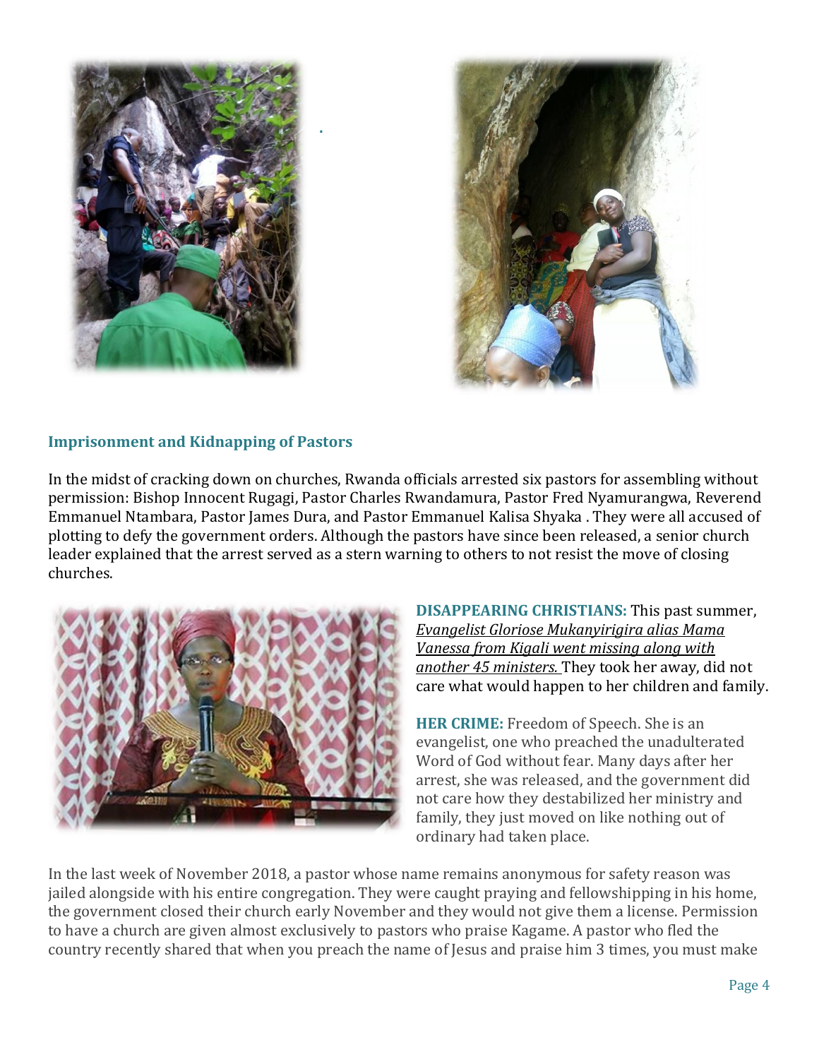### Imprisonment and Kidnapping of Pastors

In the midst of cracking down on churches, Rwanda officials arrested six pastors for assembling without permission: Bishop Innocent Rugagi, Pastor Charles Rwandamura, Pastor Fred Nyamurangwa, Reverend Emmanuel Ntambara, Pastor James Dura, and Pastor Emmanuel Kalisa Shyaka . They were all accused of plotting to defy the government orders. Although the pastors have since been released, a senior church leader explained that the arrest served as a stern warning to others to not resist the move of closing churches.

**DISAPPEARING CHRISTIANS:** This past summer, _Evangelist Gloriose Mukanyirigira alias Mama Vanessa from Kigali went missing along with another 45 ministers._ They took her away, did not care what would happen to her children and family.

**HER CRIME:** Freedom of Speech. She is an evangelist, one who preached the unadulterated Word of God without fear. Many days after her arrest, she was released, and the government did not care how they destabilized her ministry and family, they just moved on like nothing out of ordinary had taken place.

In the last week of November 2018, a pastor whose name remains anonymous for safety reason was jailed alongside with his entire congregation. They were caught praying and fellowshipping in his home, the government closed their church early November and they would not give them a license. Permission to have a church are given almost exclusively to pastors who praise Kagame. A pastor who fled the country recently shared that when you preach the name of Jesus and praise him 3 times, you must make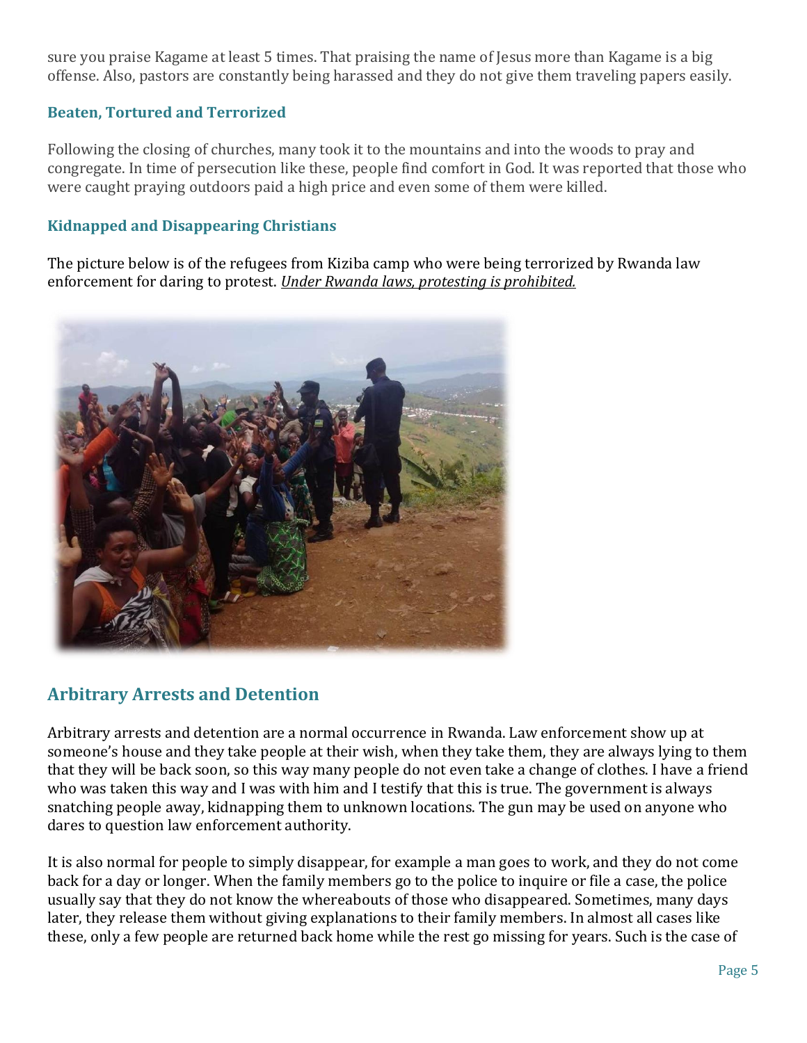sure you praise Kagame at least 5 times. That praising the name of Jesus more than Kagame is a big offense. Also, pastors are constantly being harassed and they do not give them traveling papers easily.

### Beaten, Tortured and Terrorized

Following the closing of churches, many took it to the mountains and into the woods to pray and congregate. In time of persecution like these, people find comfort in God. It was reported that those who were caught praying outdoors paid a high price and even some of them were killed.

### Kidnapped and Disappearing Christians

The picture below is of the refugees from Kiziba camp who were being terrorized by Rwanda law enforcement for daring to protest. *Under Rwanda laws, protesting is prohibited.*

## Arbitrary Arrests and Detention

Arbitrary arrests and detention are a normal occurrence in Rwanda. Law enforcement show up at someone's house and they take people at their wish, when they take them, they are always lying to them that they will be back soon, so this way many people do not even take a change of clothes. I have a friend who was taken this way and I was with him and I testify that this is true. The government is always snatching people away, kidnapping them to unknown locations. The gun may be used on anyone who dares to question law enforcement authority.

It is also normal for people to simply disappear, for example a man goes to work, and they do not come back for a day or longer. When the family members go to the police to inquire or file a case, the police usually say that they do not know the whereabouts of those who disappeared. Sometimes, many days later, they release them without giving explanations to their family members. In almost all cases like these, only a few people are returned back home while the rest go missing for years. Such is the case of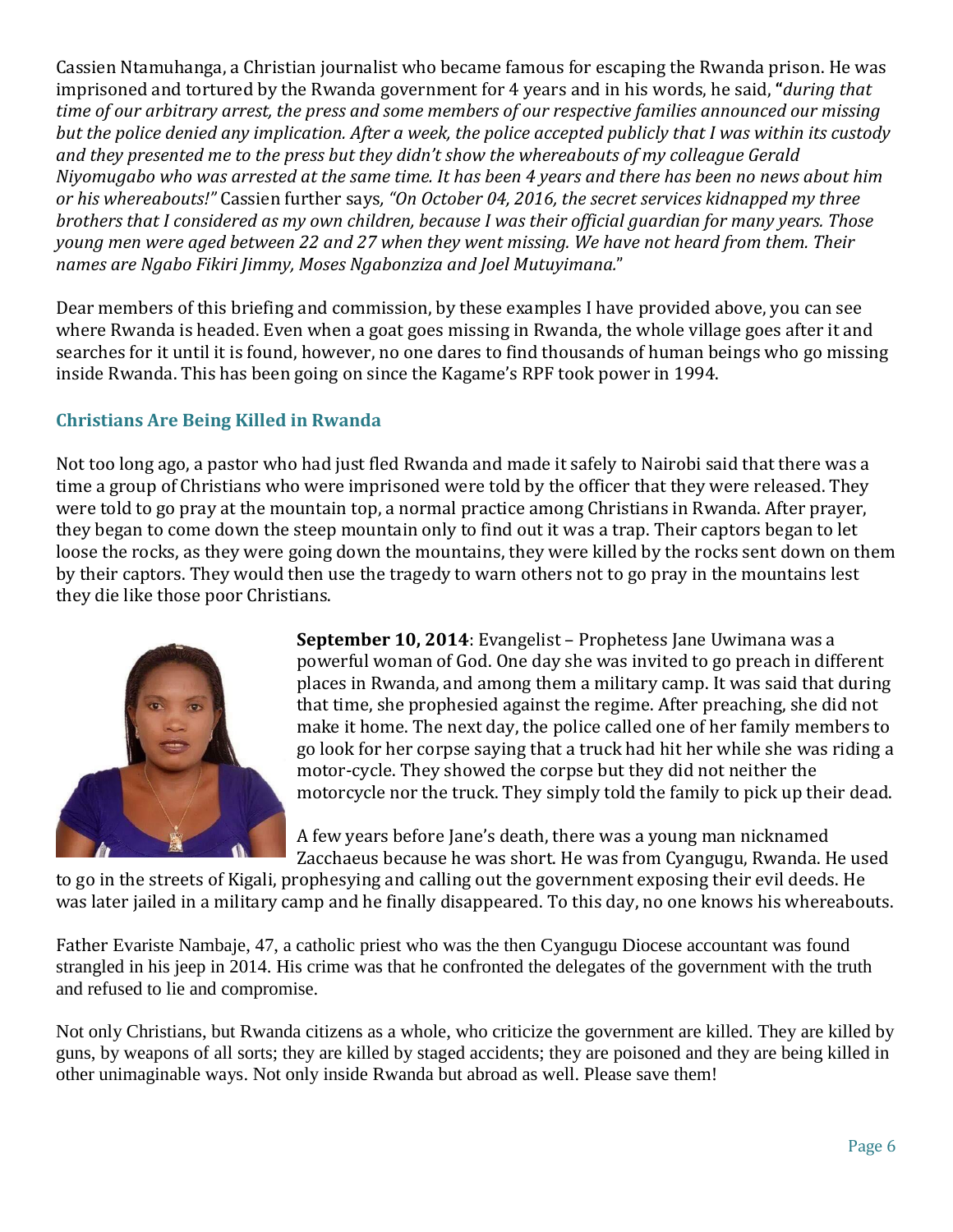Cassien Ntamuhanga, a Christian journalist who became famous for escaping the Rwanda prison. He was imprisoned and tortured by the Rwanda government for 4 years and in his words, he said, **"***during that time of our arbitrary arrest, the press and some members of our respective families announced our missing but the police denied any implication. After a week, the police accepted publicly that I was within its custody and they presented me to the press but they didn't show the whereabouts of my colleague Gerald Niyomugabo who was arrested at the same time. It has been 4 years and there has been no news about him or his whereabouts!"* Cassien further says*, "On October 04, 2016, the secret services kidnapped my three brothers that I considered as my own children, because I was their official guardian for many years. Those young men were aged between 22 and 27 when they went missing. We have not heard from them. Their names are Ngabo Fikiri Jimmy, Moses Ngabonziza and Joel Mutuyimana.*"

Dear members of this briefing and commission, by these examples I have provided above, you can see where Rwanda is headed. Even when a goat goes missing in Rwanda, the whole village goes after it and searches for it until it is found, however, no one dares to find thousands of human beings who go missing inside Rwanda. This has been going on since the Kagame's RPF took power in 1994.

### Christians Are Being Killed in Rwanda

Not too long ago, a pastor who had just fled Rwanda and made it safely to Nairobi said that there was a time a group of Christians who were imprisoned were told by the officer that they were released. They were told to go pray at the mountain top, a normal practice among Christians in Rwanda. After prayer, they began to come down the steep mountain only to find out it was a trap. Their captors began to let loose the rocks, as they were going down the mountains, they were killed by the rocks sent down on them by their captors. They would then use the tragedy to warn others not to go pray in the mountains lest they die like those poor Christians.

**September 10, 2014**: Evangelist – Prophetess Jane Uwimana was a powerful woman of God. One day she was invited to go preach in different places in Rwanda, and among them a military camp. It was said that during that time, she prophesied against the regime. After preaching, she did not make it home. The next day, the police called one of her family members to go look for her corpse saying that a truck had hit her while she was riding a motor-cycle. They showed the corpse but they did not neither the motorcycle nor the truck. They simply told the family to pick up their dead.

A few years before Jane's death, there was a young man nicknamed Zacchaeus because he was short. He was from Cyangugu, Rwanda. He used to go in the streets of Kigali, prophesying and calling out the government exposing their evil deeds. He was later jailed in a military camp and he finally disappeared. To this day, no one knows his whereabouts.

Father Evariste Nambaje, 47, a catholic priest who was the then Cyangugu Diocese accountant was found strangled in his jeep in 2014. His crime was that he confronted the delegates of the government with the truth and refused to lie and compromise.

Not only Christians, but Rwanda citizens as a whole, who criticize the government are killed. They are killed by guns, by weapons of all sorts; they are killed by staged accidents; they are poisoned and they are being killed in other unimaginable ways. Not only inside Rwanda but abroad as well. Please save them!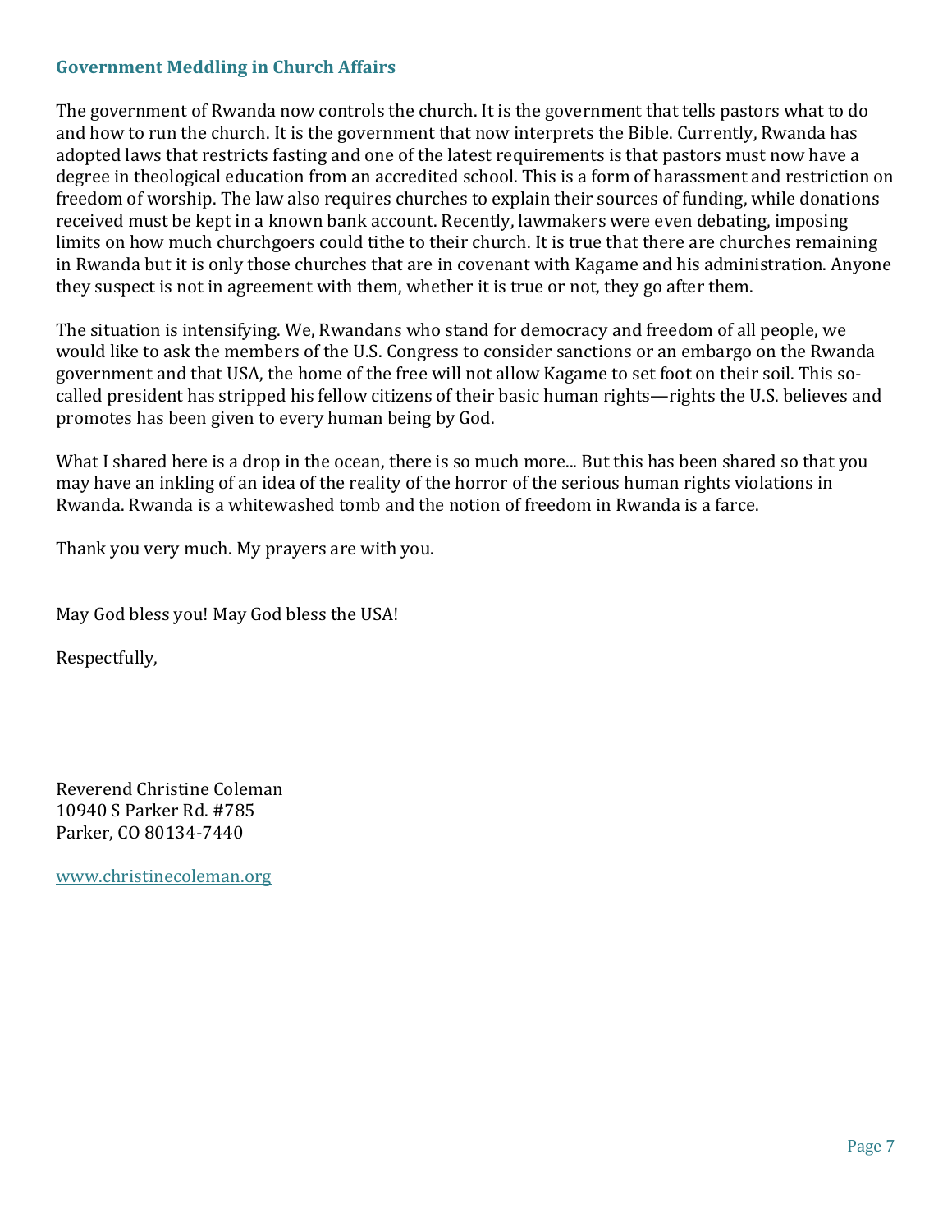### Government Meddling in Church Affairs

The government of Rwanda now controls the church. It is the government that tells pastors what to do and how to run the church. It is the government that now interprets the Bible. Currently, Rwanda has adopted laws that restricts fasting and one of the latest requirements is that pastors must now have a degree in theological education from an accredited school. This is a form of harassment and restriction on freedom of worship. The law also requires churches to explain their sources of funding, while donations received must be kept in a known bank account. Recently, lawmakers were even debating, imposing limits on how much churchgoers could tithe to their church. It is true that there are churches remaining in Rwanda but it is only those churches that are in covenant with Kagame and his administration. Anyone they suspect is not in agreement with them, whether it is true or not, they go after them.

The situation is intensifying. We, Rwandans who stand for democracy and freedom of all people, we would like to ask the members of the U.S. Congress to consider sanctions or an embargo on the Rwanda government and that USA, the home of the free will not allow Kagame to set foot on their soil. This so-called president has stripped his fellow citizens of their basic human rights—rights the U.S. believes and promotes has been given to every human being by God.

What I shared here is a drop in the ocean, there is so much more... But this has been shared so that you may have an inkling of an idea of the reality of the horror of the serious human rights violations in Rwanda. Rwanda is a whitewashed tomb and the notion of freedom in Rwanda is a farce.

Thank you very much. My prayers are with you.

May God bless you! May God bless the USA!

Respectfully,

Reverend Christine Coleman
10940 S Parker Rd. #785
Parker, CO 80134-7440

[www.christinecoleman.org](http://www.christinecoleman.org)